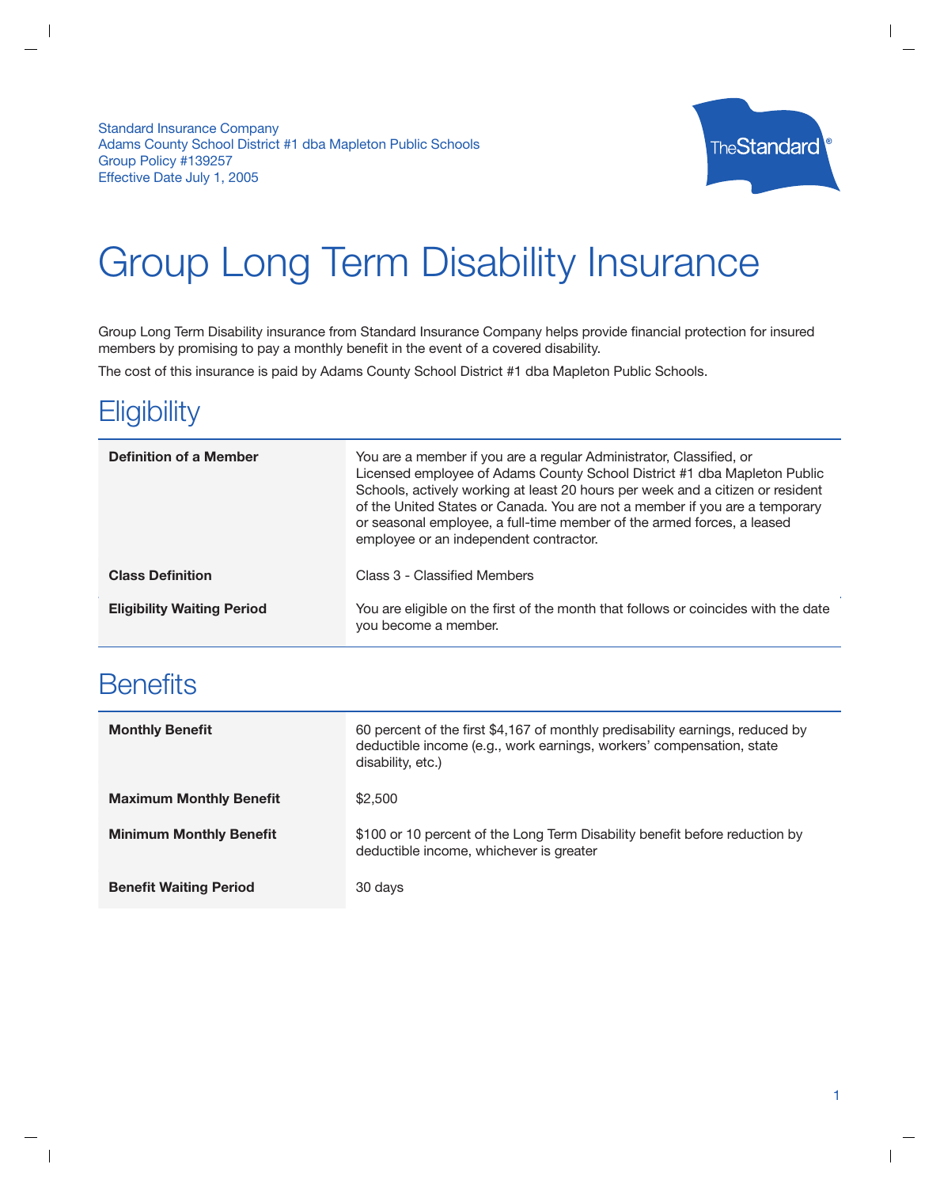Standard Insurance Company
Adams County School District #1 dba Mapleton Public Schools
Group Policy #139257
Effective Date July 1, 2005

# Group Long Term Disability Insurance

Group Long Term Disability insurance from Standard Insurance Company helps provide financial protection for insured members by promising to pay a monthly benefit in the event of a covered disability.

The cost of this insurance is paid by Adams County School District #1 dba Mapleton Public Schools.

## Eligibility

| | |
|---|---|
| **Definition of a Member** | You are a member if you are a regular Administrator, Classified, or Licensed employee of Adams County School District #1 dba Mapleton Public Schools, actively working at least 20 hours per week and a citizen or resident of the United States or Canada. You are not a member if you are a temporary or seasonal employee, a full-time member of the armed forces, a leased employee or an independent contractor. |
| **Class Definition** | Class 3 - Classified Members |
| **Eligibility Waiting Period** | You are eligible on the first of the month that follows or coincides with the date you become a member. |

## Benefits

| | |
|---|---|
| **Monthly Benefit** | 60 percent of the first $4,167 of monthly predisability earnings, reduced by deductible income (e.g., work earnings, workers' compensation, state disability, etc.) |
| **Maximum Monthly Benefit** | $2,500 |
| **Minimum Monthly Benefit** | $100 or 10 percent of the Long Term Disability benefit before reduction by deductible income, whichever is greater |
| **Benefit Waiting Period** | 30 days |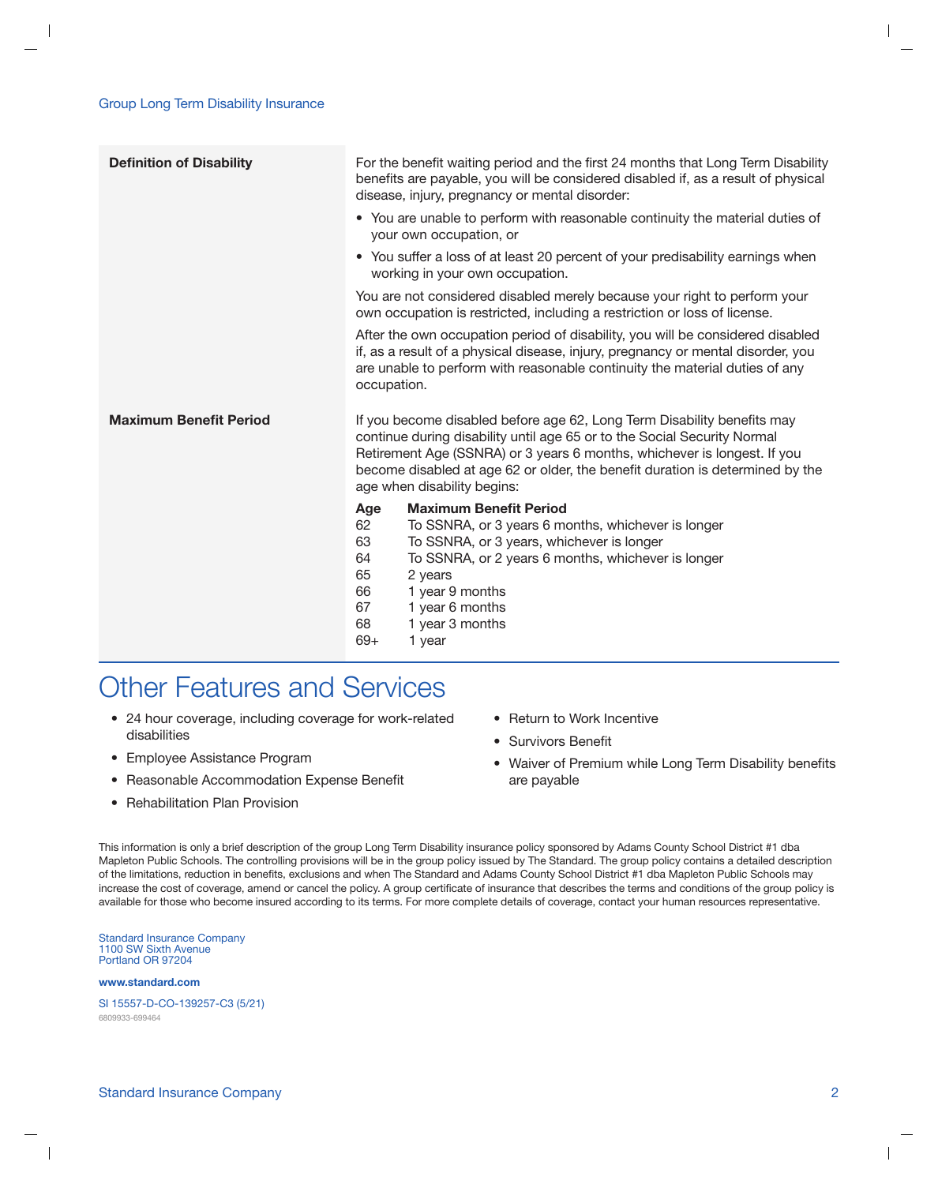Group Long Term Disability Insurance

| | |
|---|---|
| **Definition of Disability** | For the benefit waiting period and the first 24 months that Long Term Disability benefits are payable, you will be considered disabled if, as a result of physical disease, injury, pregnancy or mental disorder:<br>• You are unable to perform with reasonable continuity the material duties of your own occupation, or<br>• You suffer a loss of at least 20 percent of your predisability earnings when working in your own occupation.<br>You are not considered disabled merely because your right to perform your own occupation is restricted, including a restriction or loss of license.<br>After the own occupation period of disability, you will be considered disabled if, as a result of a physical disease, injury, pregnancy or mental disorder, you are unable to perform with reasonable continuity the material duties of any occupation. |
| **Maximum Benefit Period** | If you become disabled before age 62, Long Term Disability benefits may continue during disability until age 65 or to the Social Security Normal Retirement Age (SSNRA) or 3 years 6 months, whichever is longest. If you become disabled at age 62 or older, the benefit duration is determined by the age when disability begins: |

| Age | Maximum Benefit Period |
|---|---|
| 62 | To SSNRA, or 3 years 6 months, whichever is longer |
| 63 | To SSNRA, or 3 years, whichever is longer |
| 64 | To SSNRA, or 2 years 6 months, whichever is longer |
| 65 | 2 years |
| 66 | 1 year 9 months |
| 67 | 1 year 6 months |
| 68 | 1 year 3 months |
| 69+ | 1 year |

# Other Features and Services

- 24 hour coverage, including coverage for work-related disabilities
- Employee Assistance Program
- Reasonable Accommodation Expense Benefit
- Rehabilitation Plan Provision
- Return to Work Incentive
- Survivors Benefit
- Waiver of Premium while Long Term Disability benefits are payable

This information is only a brief description of the group Long Term Disability insurance policy sponsored by Adams County School District #1 dba Mapleton Public Schools. The controlling provisions will be in the group policy issued by The Standard. The group policy contains a detailed description of the limitations, reduction in benefits, exclusions and when The Standard and Adams County School District #1 dba Mapleton Public Schools may increase the cost of coverage, amend or cancel the policy. A group certificate of insurance that describes the terms and conditions of the group policy is available for those who become insured according to its terms. For more complete details of coverage, contact your human resources representative.

Standard Insurance Company
1100 SW Sixth Avenue
Portland OR 97204

**www.standard.com**

SI 15557-D-CO-139257-C3 (5/21)
6809933-699464